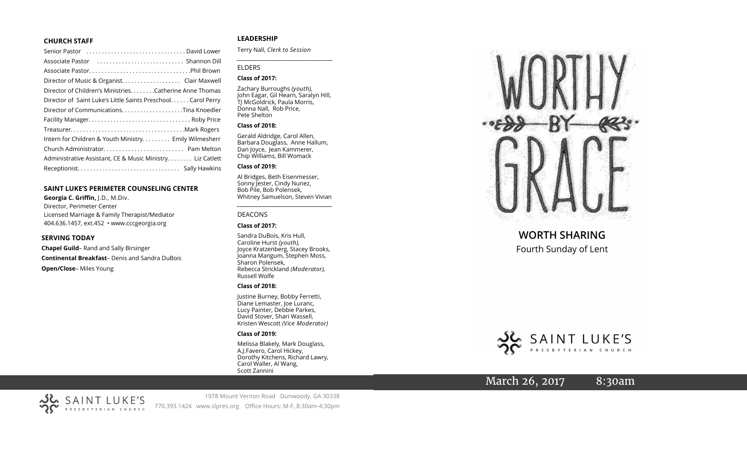### CHURCH STAFF

Senior Pastor . . . . . . . . . . . . . . . . . . . . . . . . . . . . . . . David Lower
Associate Pastor . . . . . . . . . . . . . . . . . . . . . . . . . . . Shannon Dill
Associate Pastor. . . . . . . . . . . . . . . . . . . . . . . . . . . . . . . .Phil Brown
Director of Music & Organist. . . . . . . . . . . . . . . . . . . Clair Maxwell
Director of Children's Ministries. . . . . . . .Catherine Anne Thomas
Director of Saint Luke's Little Saints Preschool. . . . . . Carol Perry
Director of Communications. . . . . . . . . . . . . . . . . . . .Tina Knoedler
Facility Manager. . . . . . . . . . . . . . . . . . . . . . . . . . . . . . . . Roby Price
Treasurer. . . . . . . . . . . . . . . . . . . . . . . . . . . . . . . . . . . .Mark Rogers
Intern for Children & Youth Ministry. . . . . . . . . Emily Wilmesherr
Church Administrator. . . . . . . . . . . . . . . . . . . . . . . . . Pam Melton
Administrative Assistant, CE & Music Ministry. . . . . . . . Liz Catlett
Receptionist. . . . . . . . . . . . . . . . . . . . . . . . . . . . . . . . Sally Hawkins

### SAINT LUKE'S PERIMETER COUNSELING CENTER

**Georgia C. Griffin,** J.D., M.Div.
Director, Perimeter Center
Licensed Marriage & Family Therapist/Mediator
404.636.1457, ext.452 • www.cccgeorgia.org

### SERVING TODAY

**Chapel Guild**– Rand and Sally Birsinger
**Continental Breakfast**– Denis and Sandra DuBois
**Open/Close**– Miles Young

### LEADERSHIP

Terry Nall, *Clerk to Session*

ELDERS

**Class of 2017:**

Zachary Burroughs *(youth),* John Eagar, Gil Hearn, Saralyn Hill, TJ McGoldrick, Paula Morris, Donna Nall, Rob Price, Pete Shelton

**Class of 2018:**

Gerald Aldridge, Carol Allen, Barbara Douglass, Anne Hallum, Dan Joyce, Jean Kammerer, Chip Williams, Bill Womack

**Class of 2019:**

Al Bridges, Beth Eisenmesser, Sonny Jester, Cindy Nunez, Bob Pile, Bob Polensek, Whitney Samuelson, Steven Vivian

DEACONS

**Class of 2017:**

Sandra DuBois, Kris Hull, Caroline Hurst *(youth),* Joyce Kratzenberg, Stacey Brooks, Joanna Mangum, Stephen Moss, Sharon Polensek, Rebecca Strickland *(Moderator),* Russell Wolfe

**Class of 2018:**

Justine Burney, Bobby Ferretti, Diane Lemaster, Joe Luranc, Lucy Painter, Debbie Parkes, David Stover, Shari Wassell, Kristen Wescott *(Vice Moderator)*

**Class of 2019:**

Melissa Blakely, Mark Douglass, A.J.Favero, Carol Hickey, Dorothy Kitchens, Richard Lawry, Carol Waller, Al Wang, Scott Zannini

SAINT LUKE'S PRESBYTERIAN CHURCH
1978 Mount Vernon Road Dunwoody, GA 30338
770.393.1424 www.slpres.org Office Hours: M-F, 8:30am-4:30pm

# WORTHY BY GRACE

## WORTH SHARING

Fourth Sunday of Lent

SAINT LUKE'S PRESBYTERIAN CHURCH

March 26, 2017 8:30am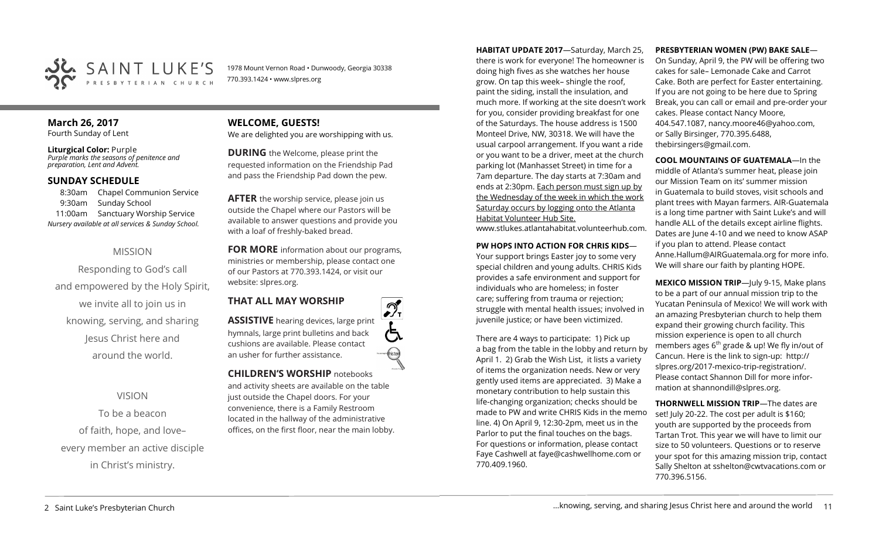SAINT LUKE'S PRESBYTERIAN CHURCH

1978 Mount Vernon Road • Dunwoody, Georgia 30338
770.393.1424 • www.slpres.org

## March 26, 2017

Fourth Sunday of Lent

**Liturgical Color:** Purple
*Purple marks the seasons of penitence and preparation, Lent and Advent.*

### SUNDAY SCHEDULE

8:30am Chapel Communion Service
9:30am Sunday School
11:00am Sanctuary Worship Service
*Nursery available at all services & Sunday School.*

MISSION

Responding to God's call
and empowered by the Holy Spirit,
we invite all to join us in
knowing, serving, and sharing
Jesus Christ here and
around the world.

VISION

To be a beacon
of faith, hope, and love–
every member an active disciple
in Christ's ministry.

### WELCOME, GUESTS!

We are delighted you are worshipping with us.

**DURING** the Welcome, please print the requested information on the Friendship Pad and pass the Friendship Pad down the pew.

**AFTER** the worship service, please join us outside the Chapel where our Pastors will be available to answer questions and provide you with a loaf of freshly-baked bread.

**FOR MORE** information about our programs, ministries or membership, please contact one of our Pastors at 770.393.1424, or visit our website: slpres.org.

### THAT ALL MAY WORSHIP

**ASSISTIVE** hearing devices, large print hymnals, large print bulletins and back cushions are available. Please contact an usher for further assistance.

**CHILDREN'S WORSHIP** notebooks and activity sheets are available on the table just outside the Chapel doors. For your convenience, there is a Family Restroom located in the hallway of the administrative offices, on the first floor, near the main lobby.

**HABITAT UPDATE 2017**—Saturday, March 25, there is work for everyone! The homeowner is doing high fives as she watches her house grow. On tap this week– shingle the roof, paint the siding, install the insulation, and much more. If working at the site doesn't work for you, consider providing breakfast for one of the Saturdays. The house address is 1500 Monteel Drive, NW, 30318. We will have the usual carpool arrangement. If you want a ride or you want to be a driver, meet at the church parking lot (Manhasset Street) in time for a 7am departure. The day starts at 7:30am and ends at 2:30pm. Each person must sign up by the Wednesday of the week in which the work Saturday occurs by logging onto the Atlanta Habitat Volunteer Hub Site. www.stlukes.atlantahabitat.volunteerhub.com.

**PW HOPS INTO ACTION FOR CHRIS KIDS**—Your support brings Easter joy to some very special children and young adults. CHRIS Kids provides a safe environment and support for individuals who are homeless; in foster care; suffering from trauma or rejection; struggle with mental health issues; involved in juvenile justice; or have been victimized.

There are 4 ways to participate: 1) Pick up a bag from the table in the lobby and return by April 1. 2) Grab the Wish List, it lists a variety of items the organization needs. New or very gently used items are appreciated. 3) Make a monetary contribution to help sustain this life-changing organization; checks should be made to PW and write CHRIS Kids in the memo line. 4) On April 9, 12:30-2pm, meet us in the Parlor to put the final touches on the bags. For questions or information, please contact Faye Cashwell at faye@cashwellhome.com or 770.409.1960.

**PRESBYTERIAN WOMEN (PW) BAKE SALE**—On Sunday, April 9, the PW will be offering two cakes for sale– Lemonade Cake and Carrot Cake. Both are perfect for Easter entertaining. If you are not going to be here due to Spring Break, you can call or email and pre-order your cakes. Please contact Nancy Moore, 404.547.1087, nancy.moore46@yahoo.com, or Sally Birsinger, 770.395.6488, thebirsingers@gmail.com.

**COOL MOUNTAINS OF GUATEMALA**—In the middle of Atlanta's summer heat, please join our Mission Team on its' summer mission in Guatemala to build stoves, visit schools and plant trees with Mayan farmers. AIR-Guatemala is a long time partner with Saint Luke's and will handle ALL of the details except airline flights. Dates are June 4-10 and we need to know ASAP if you plan to attend. Please contact Anne.Hallum@AIRGuatemala.org for more info. We will share our faith by planting HOPE.

**MEXICO MISSION TRIP**—July 9-15, Make plans to be a part of our annual mission trip to the Yucatan Peninsula of Mexico! We will work with an amazing Presbyterian church to help them expand their growing church facility. This mission experience is open to all church members ages 6th grade & up! We fly in/out of Cancun. Here is the link to sign-up: http://slpres.org/2017-mexico-trip-registration/. Please contact Shannon Dill for more information at shannondill@slpres.org.

**THORNWELL MISSION TRIP**—The dates are set! July 20-22. The cost per adult is $160; youth are supported by the proceeds from Tartan Trot. This year we will have to limit our size to 50 volunteers. Questions or to reserve your spot for this amazing mission trip, contact Sally Shelton at sshelton@cwtvacations.com or 770.396.5156.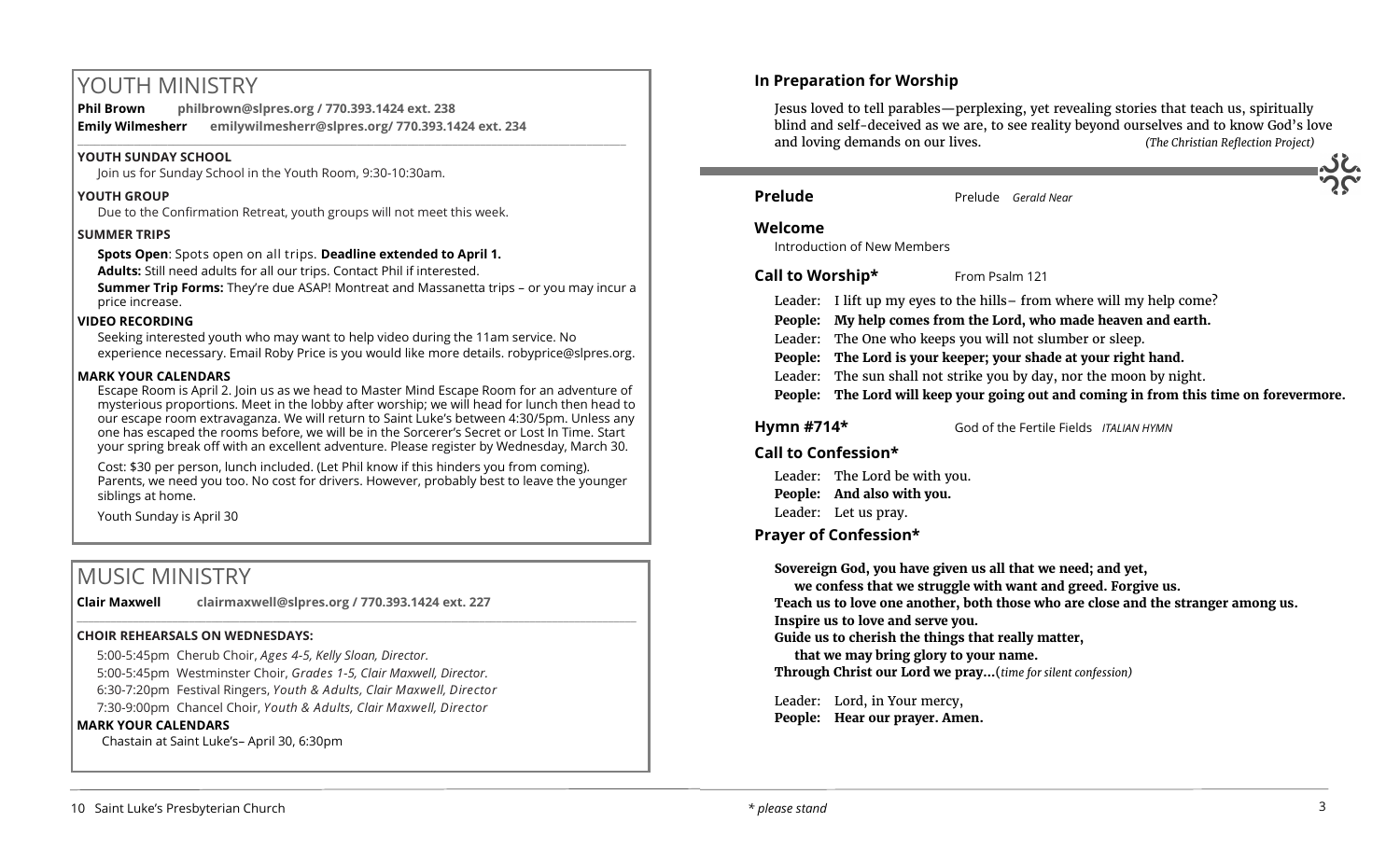# YOUTH MINISTRY

**Phil Brown** **philbrown@slpres.org / 770.393.1424 ext. 238**
**Emily Wilmesherr** **emilywilmesherr@slpres.org/ 770.393.1424 ext. 234**

### YOUTH SUNDAY SCHOOL

Join us for Sunday School in the Youth Room, 9:30-10:30am.

### YOUTH GROUP

Due to the Confirmation Retreat, youth groups will not meet this week.

### SUMMER TRIPS

**Spots Open**: Spots open on all trips. **Deadline extended to April 1.**

**Adults:** Still need adults for all our trips. Contact Phil if interested.

**Summer Trip Forms:** They're due ASAP! Montreat and Massanetta trips – or you may incur a price increase.

### VIDEO RECORDING

Seeking interested youth who may want to help video during the 11am service. No experience necessary. Email Roby Price is you would like more details. robyprice@slpres.org.

### MARK YOUR CALENDARS

Escape Room is April 2. Join us as we head to Master Mind Escape Room for an adventure of mysterious proportions. Meet in the lobby after worship; we will head for lunch then head to our escape room extravaganza. We will return to Saint Luke's between 4:30/5pm. Unless any one has escaped the rooms before, we will be in the Sorcerer's Secret or Lost In Time. Start your spring break off with an excellent adventure. Please register by Wednesday, March 30.

Cost: $30 per person, lunch included. (Let Phil know if this hinders you from coming). Parents, we need you too. No cost for drivers. However, probably best to leave the younger siblings at home.

Youth Sunday is April 30

# MUSIC MINISTRY

**Clair Maxwell** **clairmaxwell@slpres.org / 770.393.1424 ext. 227**

### CHOIR REHEARSALS ON WEDNESDAYS:

5:00-5:45pm Cherub Choir, *Ages 4-5, Kelly Sloan, Director.*
5:00-5:45pm Westminster Choir, *Grades 1-5, Clair Maxwell, Director.*
6:30-7:20pm Festival Ringers, *Youth & Adults, Clair Maxwell, Director*
7:30-9:00pm Chancel Choir, *Youth & Adults, Clair Maxwell, Director*

### MARK YOUR CALENDARS

Chastain at Saint Luke's– April 30, 6:30pm

## In Preparation for Worship

Jesus loved to tell parables—perplexing, yet revealing stories that teach us, spiritually blind and self-deceived as we are, to see reality beyond ourselves and to know God's love and loving demands on our lives. *(The Christian Reflection Project)*

**Prelude** Prelude *Gerald Near*

**Welcome**
Introduction of New Members

**Call to Worship*** From Psalm 121

Leader: I lift up my eyes to the hills– from where will my help come?
**People: My help comes from the Lord, who made heaven and earth.**
Leader: The One who keeps you will not slumber or sleep.
**People: The Lord is your keeper; your shade at your right hand.**
Leader: The sun shall not strike you by day, nor the moon by night.
**People: The Lord will keep your going out and coming in from this time on forevermore.**

**Hymn #714*** God of the Fertile Fields *ITALIAN HYMN*

**Call to Confession***

Leader: The Lord be with you.
**People: And also with you.**
Leader: Let us pray.

**Prayer of Confession***

**Sovereign God, you have given us all that we need; and yet,**
**we confess that we struggle with want and greed. Forgive us.**
**Teach us to love one another, both those who are close and the stranger among us.**
**Inspire us to love and serve you.**
**Guide us to cherish the things that really matter,**
**that we may bring glory to your name.**
**Through Christ our Lord we pray…**(*time for silent confession*)

Leader: Lord, in Your mercy,
**People: Hear our prayer. Amen.**

*\* please stand*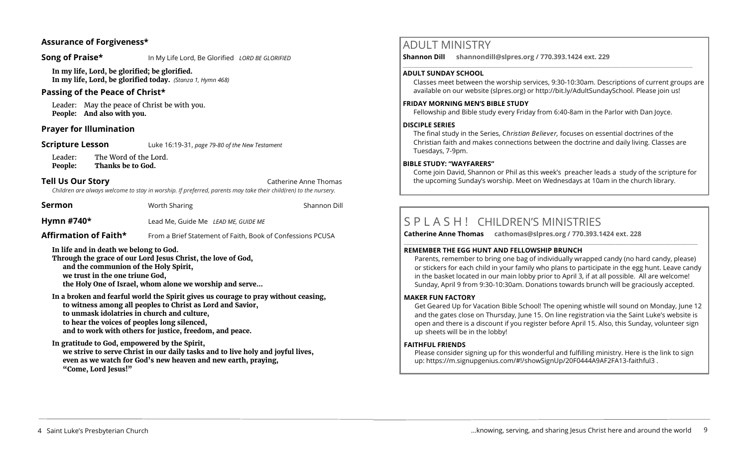### Assurance of Forgiveness*

**Song of Praise*** In My Life Lord, Be Glorified *LORD BE GLORIFIED*

**In my life, Lord, be glorified; be glorified.**
**In my life, Lord, be glorified today.** *(Stanza 1, Hymn 468)*

### Passing of the Peace of Christ*

Leader: May the peace of Christ be with you.
**People: And also with you.**

### Prayer for Illumination

**Scripture Lesson** Luke 16:19-31, *page 79-80 of the New Testament*

Leader: The Word of the Lord.
**People: Thanks be to God.**

**Tell Us Our Story** Catherine Anne Thomas

*Children are always welcome to stay in worship. If preferred, parents may take their child(ren) to the nursery.*

**Sermon** Worth Sharing Shannon Dill

**Hymn #740*** Lead Me, Guide Me *LEAD ME, GUIDE ME*

**Affirmation of Faith*** From a Brief Statement of Faith, Book of Confessions PCUSA

**In life and in death we belong to God.**
**Through the grace of our Lord Jesus Christ, the love of God,**
**and the communion of the Holy Spirit,**
**we trust in the one triune God,**
**the Holy One of Israel, whom alone we worship and serve…**

**In a broken and fearful world the Spirit gives us courage to pray without ceasing,**
**to witness among all peoples to Christ as Lord and Savior,**
**to unmask idolatries in church and culture,**
**to hear the voices of peoples long silenced,**
**and to work with others for justice, freedom, and peace.**

**In gratitude to God, empowered by the Spirit,**
**we strive to serve Christ in our daily tasks and to live holy and joyful lives,**
**even as we watch for God's new heaven and new earth, praying,**
**"Come, Lord Jesus!"**

## ADULT MINISTRY

**Shannon Dill shannondill@slpres.org / 770.393.1424 ext. 229**

**ADULT SUNDAY SCHOOL**

Classes meet between the worship services, 9:30-10:30am. Descriptions of current groups are available on our website (slpres.org) or http://bit.ly/AdultSundaySchool. Please join us!

**FRIDAY MORNING MEN'S BIBLE STUDY**

Fellowship and Bible study every Friday from 6:40-8am in the Parlor with Dan Joyce.

**DISCIPLE SERIES**

The final study in the Series, *Christian Believer,* focuses on essential doctrines of the Christian faith and makes connections between the doctrine and daily living. Classes are Tuesdays, 7-9pm.

**BIBLE STUDY: "WAYFARERS"**

Come join David, Shannon or Phil as this week's preacher leads a study of the scripture for the upcoming Sunday's worship. Meet on Wednesdays at 10am in the church library.

## S P L A S H ! CHILDREN'S MINISTRIES

**Catherine Anne Thomas cathomas@slpres.org / 770.393.1424 ext. 228**

**REMEMBER THE EGG HUNT AND FELLOWSHIP BRUNCH**

Parents, remember to bring one bag of individually wrapped candy (no hard candy, please) or stickers for each child in your family who plans to participate in the egg hunt. Leave candy in the basket located in our main lobby prior to April 3, if at all possible. All are welcome! Sunday, April 9 from 9:30-10:30am. Donations towards brunch will be graciously accepted.

**MAKER FUN FACTORY**

Get Geared Up for Vacation Bible School! The opening whistle will sound on Monday, June 12 and the gates close on Thursday, June 15. On line registration via the Saint Luke's website is open and there is a discount if you register before April 15. Also, this Sunday, volunteer sign up sheets will be in the lobby!

**FAITHFUL FRIENDS**

Please consider signing up for this wonderful and fulfilling ministry. Here is the link to sign up: https://m.signupgenius.com/#!/showSignUp/20F0444A9AF2FA13-faithful3 .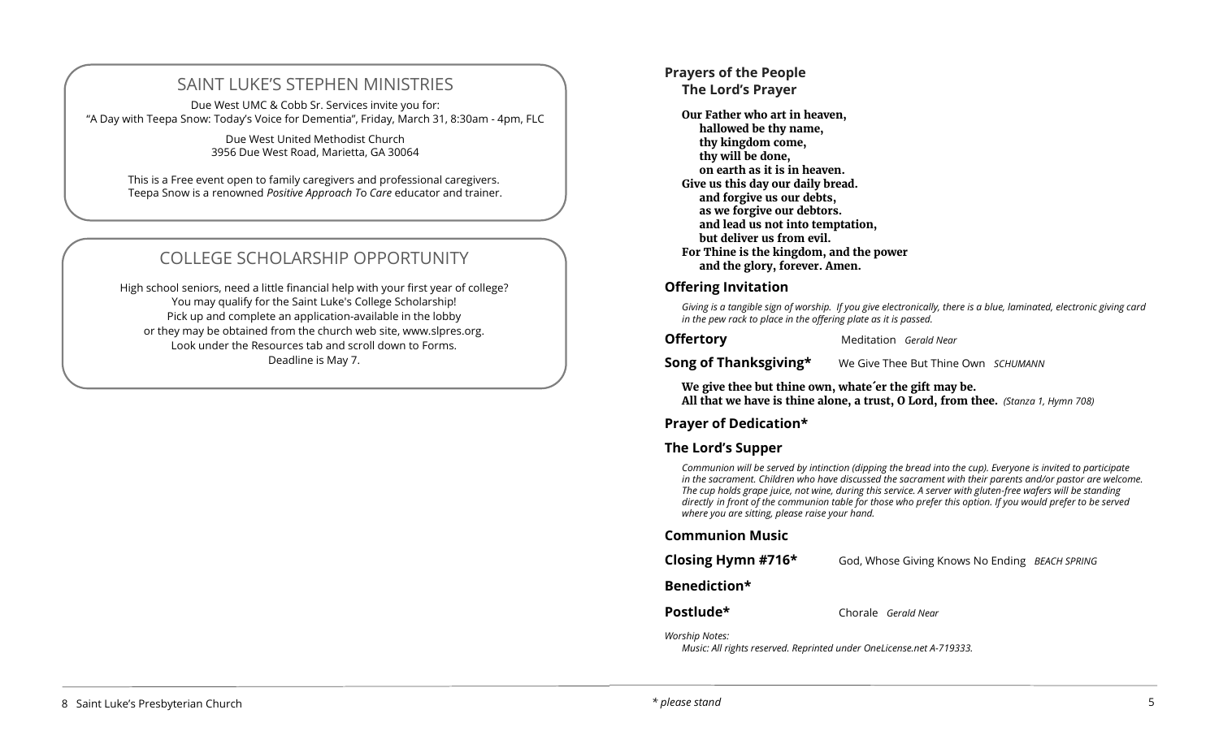## SAINT LUKE'S STEPHEN MINISTRIES

Due West UMC & Cobb Sr. Services invite you for:
"A Day with Teepa Snow: Today's Voice for Dementia", Friday, March 31, 8:30am - 4pm, FLC

Due West United Methodist Church
3956 Due West Road, Marietta, GA 30064

This is a Free event open to family caregivers and professional caregivers.
Teepa Snow is a renowned *Positive Approach To Care* educator and trainer.

## COLLEGE SCHOLARSHIP OPPORTUNITY

High school seniors, need a little financial help with your first year of college?
You may qualify for the Saint Luke's College Scholarship!
Pick up and complete an application-available in the lobby
or they may be obtained from the church web site, www.slpres.org.
Look under the Resources tab and scroll down to Forms.
Deadline is May 7.

**Prayers of the People**

**The Lord's Prayer**

**Our Father who art in heaven,**
**hallowed be thy name,**
**thy kingdom come,**
**thy will be done,**
**on earth as it is in heaven.**
**Give us this day our daily bread.**
**and forgive us our debts,**
**as we forgive our debtors.**
**and lead us not into temptation,**
**but deliver us from evil.**
**For Thine is the kingdom, and the power**
**and the glory, forever. Amen.**

**Offering Invitation**

*Giving is a tangible sign of worship. If you give electronically, there is a blue, laminated, electronic giving card in the pew rack to place in the offering plate as it is passed.*

**Offertory** Meditation *Gerald Near*

**Song of Thanksgiving*** We Give Thee But Thine Own *SCHUMANN*

**We give thee but thine own, whate´er the gift may be.**
**All that we have is thine alone, a trust, O Lord, from thee.** *(Stanza 1, Hymn 708)*

**Prayer of Dedication***

**The Lord's Supper**

*Communion will be served by intinction (dipping the bread into the cup). Everyone is invited to participate in the sacrament. Children who have discussed the sacrament with their parents and/or pastor are welcome. The cup holds grape juice, not wine, during this service. A server with gluten-free wafers will be standing directly in front of the communion table for those who prefer this option. If you would prefer to be served where you are sitting, please raise your hand.*

**Communion Music**

**Closing Hymn #716*** God, Whose Giving Knows No Ending *BEACH SPRING*

**Benediction***

**Postlude*** Chorale *Gerald Near*

*Worship Notes:*
*Music: All rights reserved. Reprinted under OneLicense.net A-719333.*

** please stand*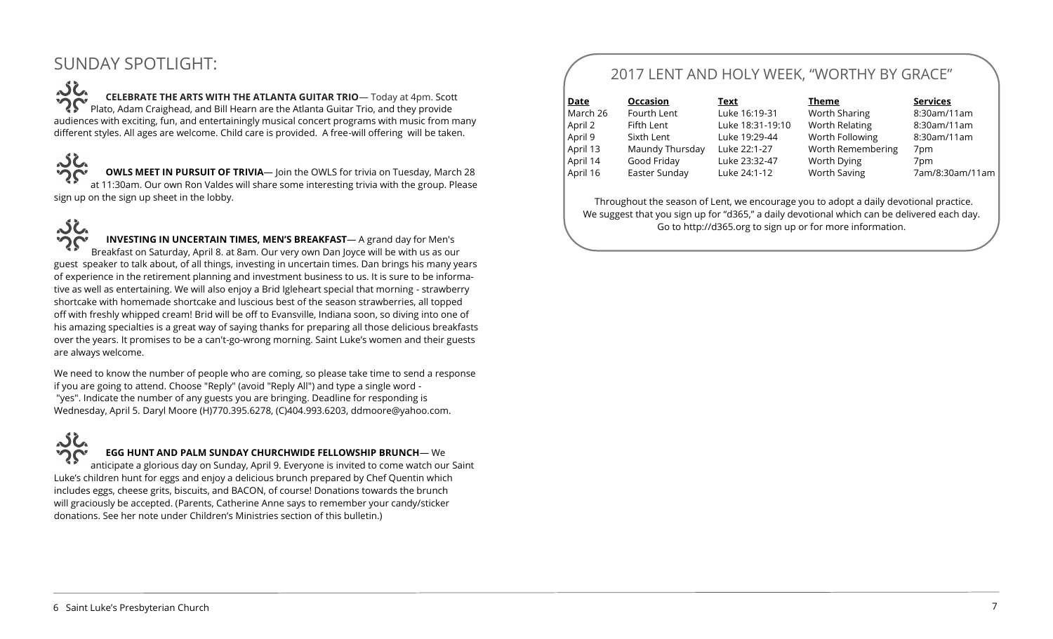## SUNDAY SPOTLIGHT:

**CELEBRATE THE ARTS WITH THE ATLANTA GUITAR TRIO**— Today at 4pm. Scott Plato, Adam Craighead, and Bill Hearn are the Atlanta Guitar Trio, and they provide audiences with exciting, fun, and entertainingly musical concert programs with music from many different styles. All ages are welcome. Child care is provided. A free-will offering will be taken.

**OWLS MEET IN PURSUIT OF TRIVIA**— Join the OWLS for trivia on Tuesday, March 28 at 11:30am. Our own Ron Valdes will share some interesting trivia with the group. Please sign up on the sign up sheet in the lobby.

**INVESTING IN UNCERTAIN TIMES, MEN'S BREAKFAST**— A grand day for Men's Breakfast on Saturday, April 8. at 8am. Our very own Dan Joyce will be with us as our guest speaker to talk about, of all things, investing in uncertain times. Dan brings his many years of experience in the retirement planning and investment business to us. It is sure to be informative as well as entertaining. We will also enjoy a Brid Igleheart special that morning - strawberry shortcake with homemade shortcake and luscious best of the season strawberries, all topped off with freshly whipped cream! Brid will be off to Evansville, Indiana soon, so diving into one of his amazing specialties is a great way of saying thanks for preparing all those delicious breakfasts over the years. It promises to be a can't-go-wrong morning. Saint Luke's women and their guests are always welcome.

We need to know the number of people who are coming, so please take time to send a response if you are going to attend. Choose "Reply" (avoid "Reply All") and type a single word - "yes". Indicate the number of any guests you are bringing. Deadline for responding is Wednesday, April 5. Daryl Moore (H)770.395.6278, (C)404.993.6203, ddmoore@yahoo.com.

**EGG HUNT AND PALM SUNDAY CHURCHWIDE FELLOWSHIP BRUNCH**— We anticipate a glorious day on Sunday, April 9. Everyone is invited to come watch our Saint Luke's children hunt for eggs and enjoy a delicious brunch prepared by Chef Quentin which includes eggs, cheese grits, biscuits, and BACON, of course! Donations towards the brunch will graciously be accepted. (Parents, Catherine Anne says to remember your candy/sticker donations. See her note under Children's Ministries section of this bulletin.)

## 2017 LENT AND HOLY WEEK, "WORTHY BY GRACE"

| Date | Occasion | Text | Theme | Services |
|---|---|---|---|---|
| March 26 | Fourth Lent | Luke 16:19-31 | Worth Sharing | 8:30am/11am |
| April 2 | Fifth Lent | Luke 18:31-19:10 | Worth Relating | 8:30am/11am |
| April 9 | Sixth Lent | Luke 19:29-44 | Worth Following | 8:30am/11am |
| April 13 | Maundy Thursday | Luke 22:1-27 | Worth Remembering | 7pm |
| April 14 | Good Friday | Luke 23:32-47 | Worth Dying | 7pm |
| April 16 | Easter Sunday | Luke 24:1-12 | Worth Saving | 7am/8:30am/11am |

Throughout the season of Lent, we encourage you to adopt a daily devotional practice. We suggest that you sign up for "d365," a daily devotional which can be delivered each day. Go to http://d365.org to sign up or for more information.